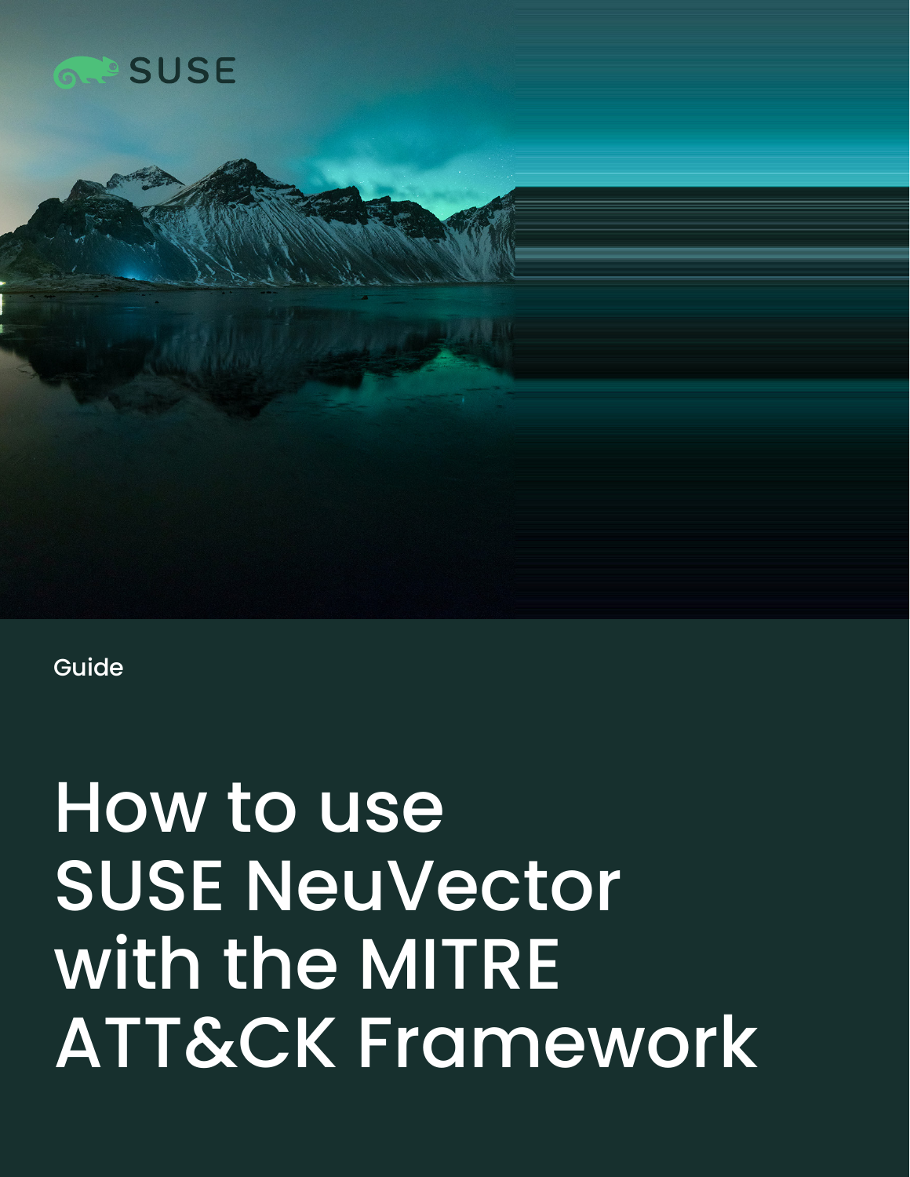SUSE

Guide

# How to use SUSE NeuVector with the MITRE ATT&CK Framework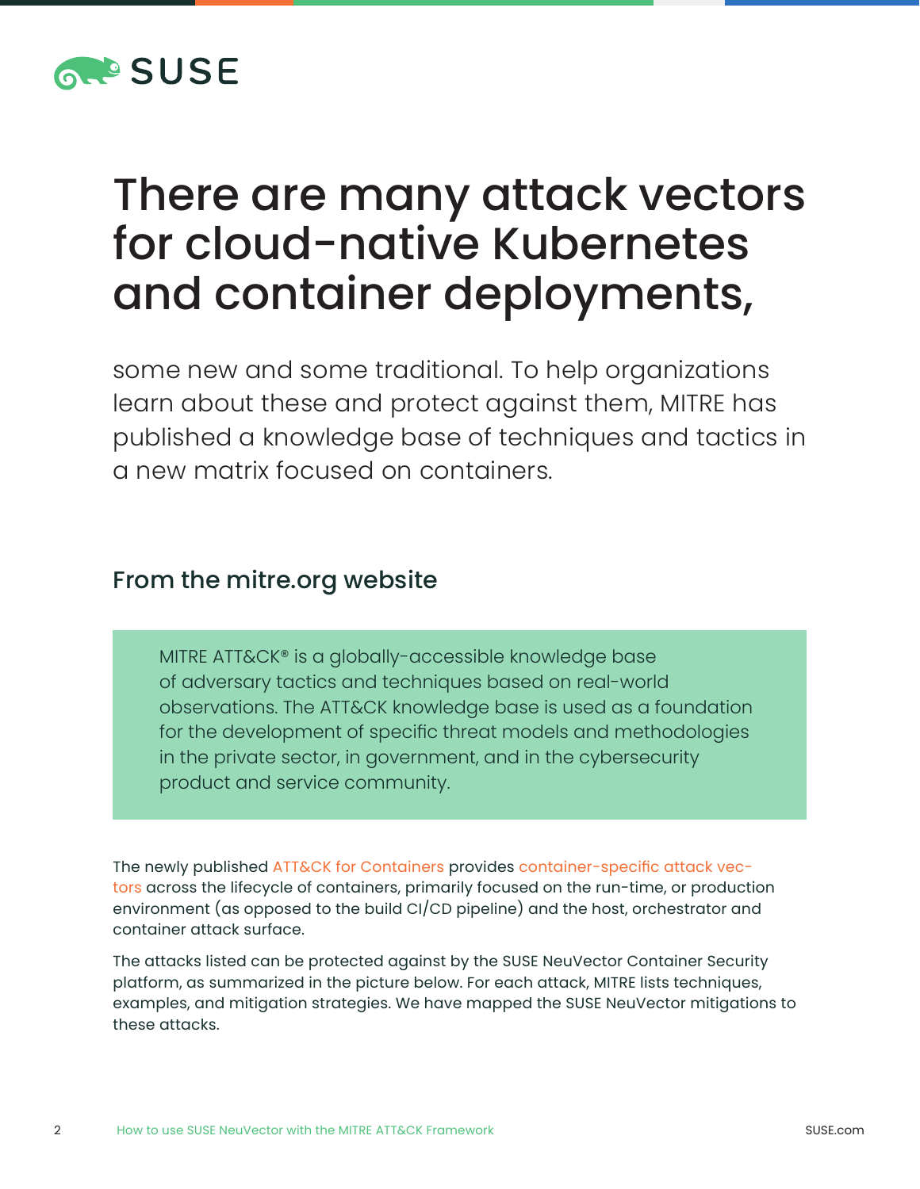# There are many attack vectors for cloud-native Kubernetes and container deployments,

some new and some traditional. To help organizations learn about these and protect against them, MITRE has published a knowledge base of techniques and tactics in a new matrix focused on containers.

## From the mitre.org website

> MITRE ATT&CK® is a globally-accessible knowledge base of adversary tactics and techniques based on real-world observations. The ATT&CK knowledge base is used as a foundation for the development of specific threat models and methodologies in the private sector, in government, and in the cybersecurity product and service community.

The newly published ATT&CK for Containers provides container-specific attack vectors across the lifecycle of containers, primarily focused on the run-time, or production environment (as opposed to the build CI/CD pipeline) and the host, orchestrator and container attack surface.

The attacks listed can be protected against by the SUSE NeuVector Container Security platform, as summarized in the picture below. For each attack, MITRE lists techniques, examples, and mitigation strategies. We have mapped the SUSE NeuVector mitigations to these attacks.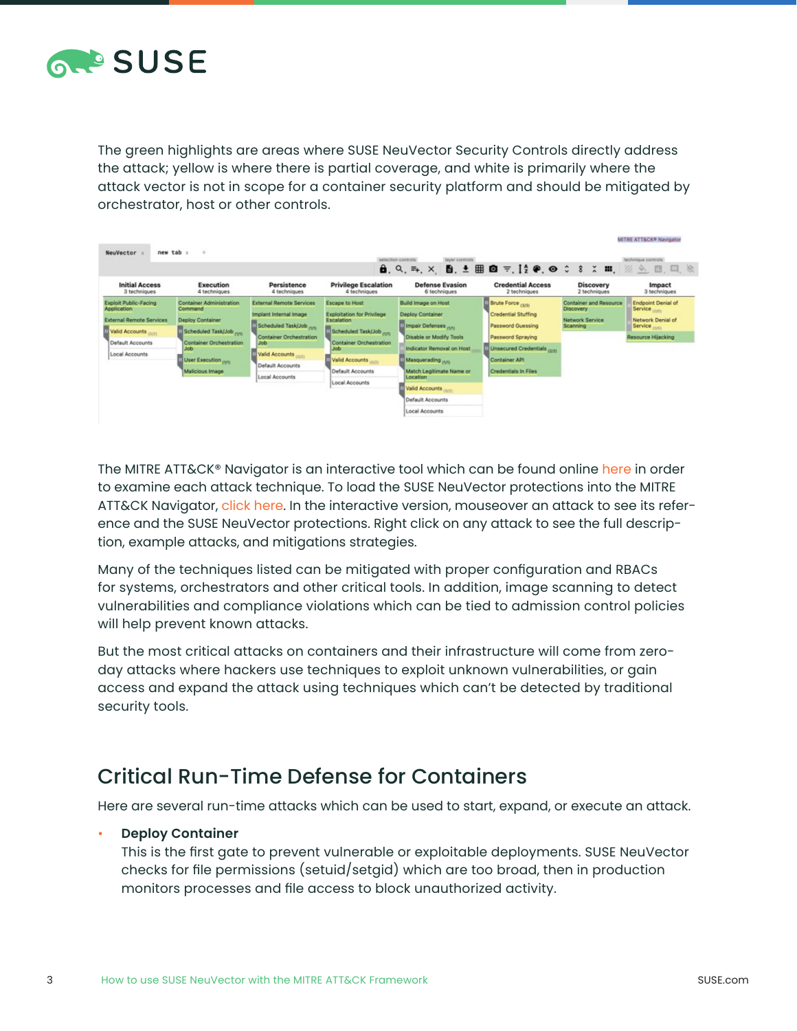The green highlights are areas where SUSE NeuVector Security Controls directly address the attack; yellow is where there is partial coverage, and white is primarily where the attack vector is not in scope for a container security platform and should be mitigated by orchestrator, host or other controls.

The MITRE ATT&CK® Navigator is an interactive tool which can be found online here in order to examine each attack technique. To load the SUSE NeuVector protections into the MITRE ATT&CK Navigator, click here. In the interactive version, mouseover an attack to see its reference and the SUSE NeuVector protections. Right click on any attack to see the full description, example attacks, and mitigations strategies.

Many of the techniques listed can be mitigated with proper configuration and RBACs for systems, orchestrators and other critical tools. In addition, image scanning to detect vulnerabilities and compliance violations which can be tied to admission control policies will help prevent known attacks.

But the most critical attacks on containers and their infrastructure will come from zero-day attacks where hackers use techniques to exploit unknown vulnerabilities, or gain access and expand the attack using techniques which can't be detected by traditional security tools.

## Critical Run-Time Defense for Containers

Here are several run-time attacks which can be used to start, expand, or execute an attack.

- **Deploy Container**
  This is the first gate to prevent vulnerable or exploitable deployments. SUSE NeuVector checks for file permissions (setuid/setgid) which are too broad, then in production monitors processes and file access to block unauthorized activity.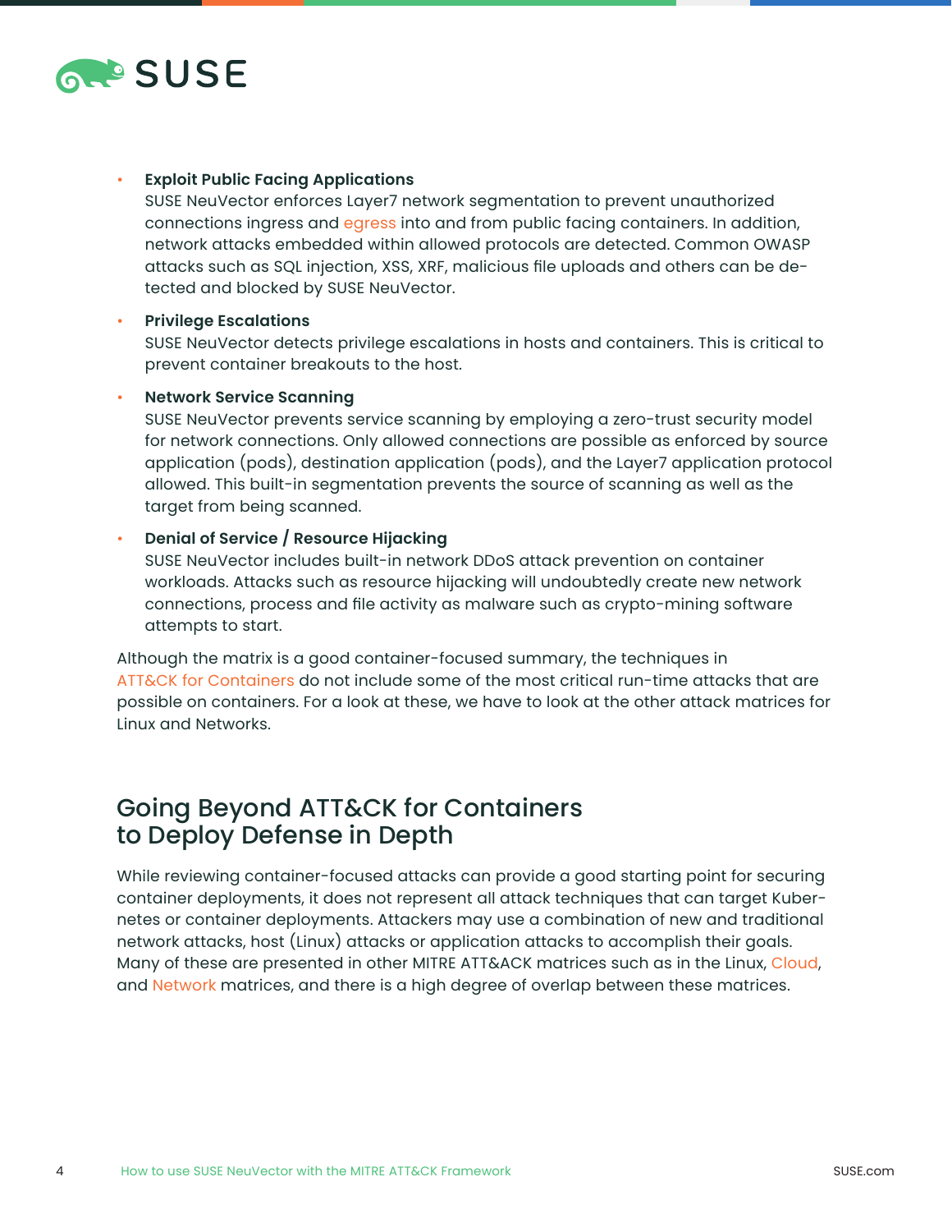- **Exploit Public Facing Applications**
  SUSE NeuVector enforces Layer7 network segmentation to prevent unauthorized connections ingress and egress into and from public facing containers. In addition, network attacks embedded within allowed protocols are detected. Common OWASP attacks such as SQL injection, XSS, XRF, malicious file uploads and others can be detected and blocked by SUSE NeuVector.

- **Privilege Escalations**
  SUSE NeuVector detects privilege escalations in hosts and containers. This is critical to prevent container breakouts to the host.

- **Network Service Scanning**
  SUSE NeuVector prevents service scanning by employing a zero-trust security model for network connections. Only allowed connections are possible as enforced by source application (pods), destination application (pods), and the Layer7 application protocol allowed. This built-in segmentation prevents the source of scanning as well as the target from being scanned.

- **Denial of Service / Resource Hijacking**
  SUSE NeuVector includes built-in network DDoS attack prevention on container workloads. Attacks such as resource hijacking will undoubtedly create new network connections, process and file activity as malware such as crypto-mining software attempts to start.

Although the matrix is a good container-focused summary, the techniques in ATT&CK for Containers do not include some of the most critical run-time attacks that are possible on containers. For a look at these, we have to look at the other attack matrices for Linux and Networks.

## Going Beyond ATT&CK for Containers to Deploy Defense in Depth

While reviewing container-focused attacks can provide a good starting point for securing container deployments, it does not represent all attack techniques that can target Kubernetes or container deployments. Attackers may use a combination of new and traditional network attacks, host (Linux) attacks or application attacks to accomplish their goals. Many of these are presented in other MITRE ATT&ACK matrices such as in the Linux, Cloud, and Network matrices, and there is a high degree of overlap between these matrices.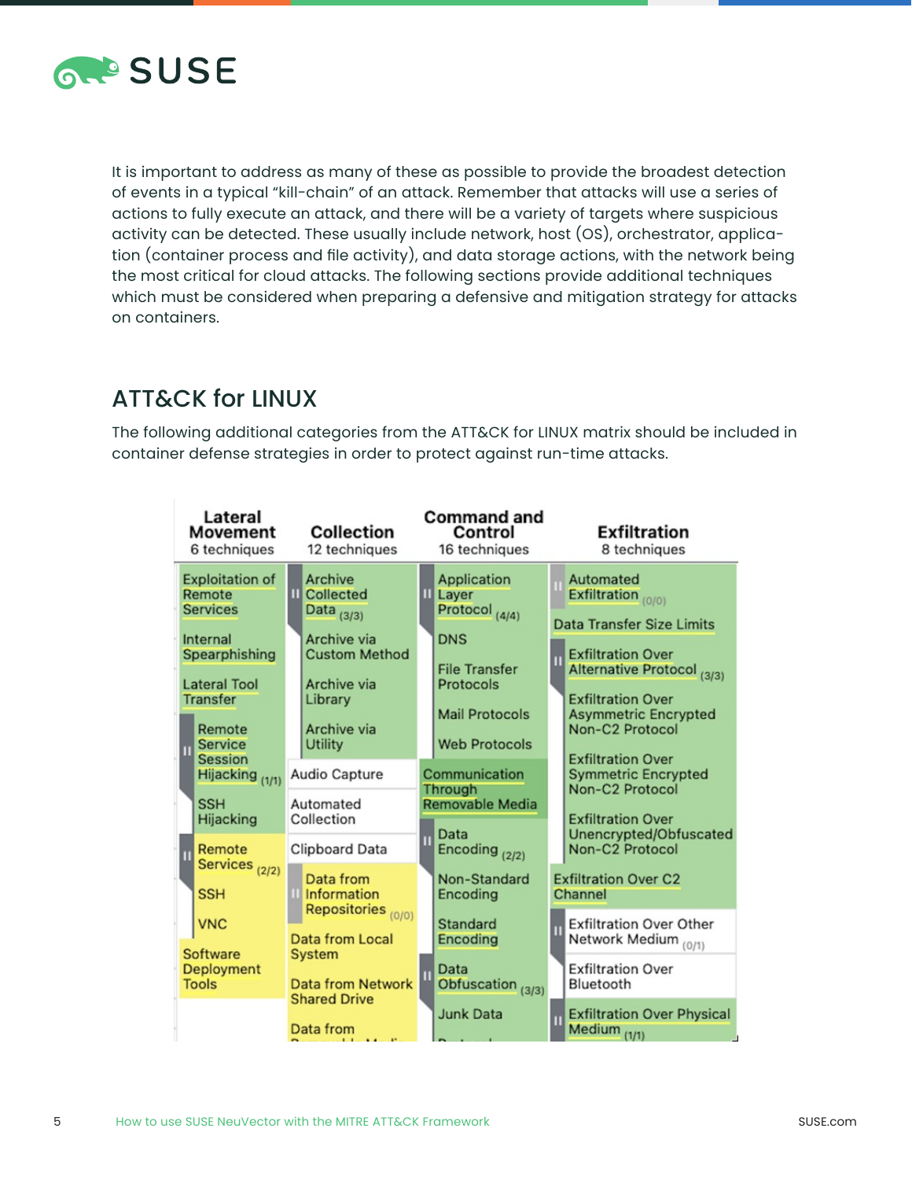It is important to address as many of these as possible to provide the broadest detection of events in a typical "kill-chain" of an attack. Remember that attacks will use a series of actions to fully execute an attack, and there will be a variety of targets where suspicious activity can be detected. These usually include network, host (OS), orchestrator, application (container process and file activity), and data storage actions, with the network being the most critical for cloud attacks. The following sections provide additional techniques which must be considered when preparing a defensive and mitigation strategy for attacks on containers.

## ATT&CK for LINUX

The following additional categories from the ATT&CK for LINUX matrix should be included in container defense strategies in order to protect against run-time attacks.

| Lateral Movement (6 techniques) | Collection (12 techniques) | Command and Control (16 techniques) | Exfiltration (8 techniques) |
|---|---|---|---|
| Exploitation of Remote Services | Archive Collected Data (3/3) | Application Layer Protocol (4/4) | Automated Exfiltration (0/0) |
| Internal Spearphishing | Archive via Custom Method | DNS | Data Transfer Size Limits |
| Lateral Tool Transfer | Archive via Library | File Transfer Protocols | Exfiltration Over Alternative Protocol (3/3) |
| Remote Service Session Hijacking (1/1) | Archive via Utility | Mail Protocols | Exfiltration Over Asymmetric Encrypted Non-C2 Protocol |
| SSH Hijacking | Audio Capture | Web Protocols | Exfiltration Over Symmetric Encrypted Non-C2 Protocol |
| Remote Services (2/2) | Automated Collection | Communication Through Removable Media | Exfiltration Over Unencrypted/Obfuscated Non-C2 Protocol |
| SSH | Clipboard Data | Data Encoding (2/2) | Exfiltration Over C2 Channel |
| VNC | Data from Information Repositories (0/0) | Non-Standard Encoding | Exfiltration Over Other Network Medium (0/1) |
| Software Deployment Tools | Data from Local System | Standard Encoding | Exfiltration Over Bluetooth |
| | Data from Network Shared Drive | Data Obfuscation (3/3) | Exfiltration Over Physical Medium (1/1) |
| | Data from ... | Junk Data | |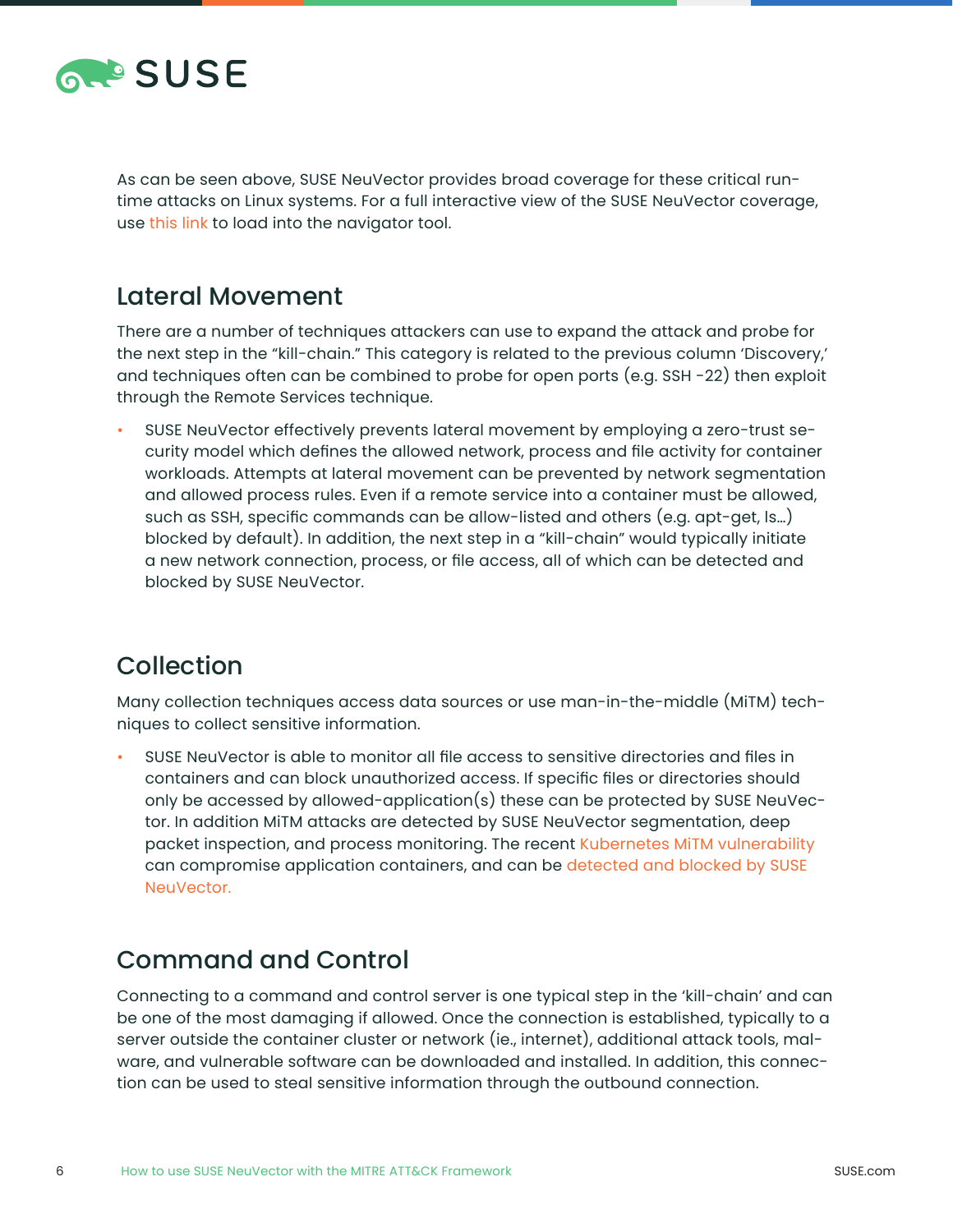As can be seen above, SUSE NeuVector provides broad coverage for these critical run-time attacks on Linux systems. For a full interactive view of the SUSE NeuVector coverage, use this link to load into the navigator tool.

## Lateral Movement

There are a number of techniques attackers can use to expand the attack and probe for the next step in the "kill-chain." This category is related to the previous column 'Discovery,' and techniques often can be combined to probe for open ports (e.g. SSH -22) then exploit through the Remote Services technique.

- SUSE NeuVector effectively prevents lateral movement by employing a zero-trust security model which defines the allowed network, process and file activity for container workloads. Attempts at lateral movement can be prevented by network segmentation and allowed process rules. Even if a remote service into a container must be allowed, such as SSH, specific commands can be allow-listed and others (e.g. apt-get, ls…) blocked by default). In addition, the next step in a "kill-chain" would typically initiate a new network connection, process, or file access, all of which can be detected and blocked by SUSE NeuVector.

## Collection

Many collection techniques access data sources or use man-in-the-middle (MiTM) techniques to collect sensitive information.

- SUSE NeuVector is able to monitor all file access to sensitive directories and files in containers and can block unauthorized access. If specific files or directories should only be accessed by allowed-application(s) these can be protected by SUSE NeuVector. In addition MiTM attacks are detected by SUSE NeuVector segmentation, deep packet inspection, and process monitoring. The recent Kubernetes MiTM vulnerability can compromise application containers, and can be detected and blocked by SUSE NeuVector.

## Command and Control

Connecting to a command and control server is one typical step in the 'kill-chain' and can be one of the most damaging if allowed. Once the connection is established, typically to a server outside the container cluster or network (ie., internet), additional attack tools, malware, and vulnerable software can be downloaded and installed. In addition, this connection can be used to steal sensitive information through the outbound connection.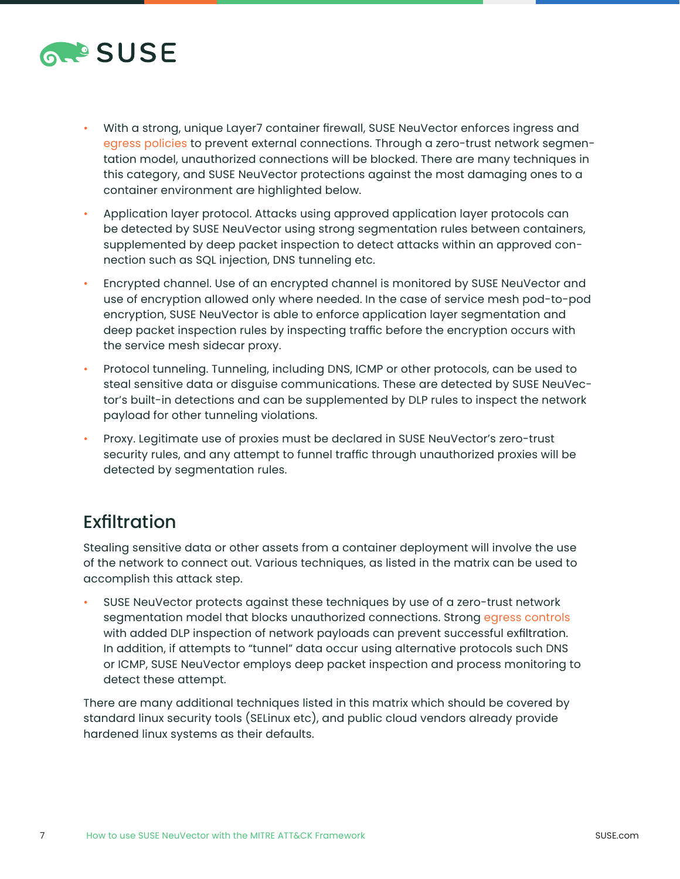- With a strong, unique Layer7 container firewall, SUSE NeuVector enforces ingress and egress policies to prevent external connections. Through a zero-trust network segmentation model, unauthorized connections will be blocked. There are many techniques in this category, and SUSE NeuVector protections against the most damaging ones to a container environment are highlighted below.
- Application layer protocol. Attacks using approved application layer protocols can be detected by SUSE NeuVector using strong segmentation rules between containers, supplemented by deep packet inspection to detect attacks within an approved connection such as SQL injection, DNS tunneling etc.
- Encrypted channel. Use of an encrypted channel is monitored by SUSE NeuVector and use of encryption allowed only where needed. In the case of service mesh pod-to-pod encryption, SUSE NeuVector is able to enforce application layer segmentation and deep packet inspection rules by inspecting traffic before the encryption occurs with the service mesh sidecar proxy.
- Protocol tunneling. Tunneling, including DNS, ICMP or other protocols, can be used to steal sensitive data or disguise communications. These are detected by SUSE NeuVector's built-in detections and can be supplemented by DLP rules to inspect the network payload for other tunneling violations.
- Proxy. Legitimate use of proxies must be declared in SUSE NeuVector's zero-trust security rules, and any attempt to funnel traffic through unauthorized proxies will be detected by segmentation rules.

## Exfiltration

Stealing sensitive data or other assets from a container deployment will involve the use of the network to connect out. Various techniques, as listed in the matrix can be used to accomplish this attack step.

- SUSE NeuVector protects against these techniques by use of a zero-trust network segmentation model that blocks unauthorized connections. Strong egress controls with added DLP inspection of network payloads can prevent successful exfiltration. In addition, if attempts to "tunnel" data occur using alternative protocols such DNS or ICMP, SUSE NeuVector employs deep packet inspection and process monitoring to detect these attempt.

There are many additional techniques listed in this matrix which should be covered by standard linux security tools (SELinux etc), and public cloud vendors already provide hardened linux systems as their defaults.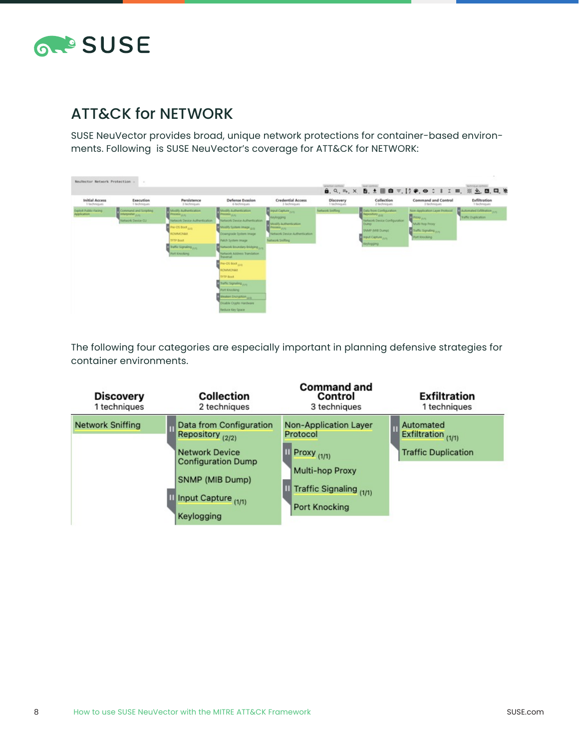## ATT&CK for NETWORK

SUSE NeuVector provides broad, unique network protections for container-based environments. Following  is SUSE NeuVector's coverage for ATT&CK for NETWORK:

The following four categories are especially important in planning defensive strategies for container environments.

| Discovery<br>1 techniques | Collection<br>2 techniques | Command and Control<br>3 techniques | Exfiltration<br>1 techniques |
|---|---|---|---|
| Network Sniffing | Data from Configuration Repository (2/2) | Non-Application Layer Protocol | Automated Exfiltration (1/1) |
| | Network Device Configuration Dump | Proxy (1/1) | Traffic Duplication |
| | SNMP (MIB Dump) | Multi-hop Proxy | |
| | Input Capture (1/1) | Traffic Signaling (1/1) | |
| | Keylogging | Port Knocking | |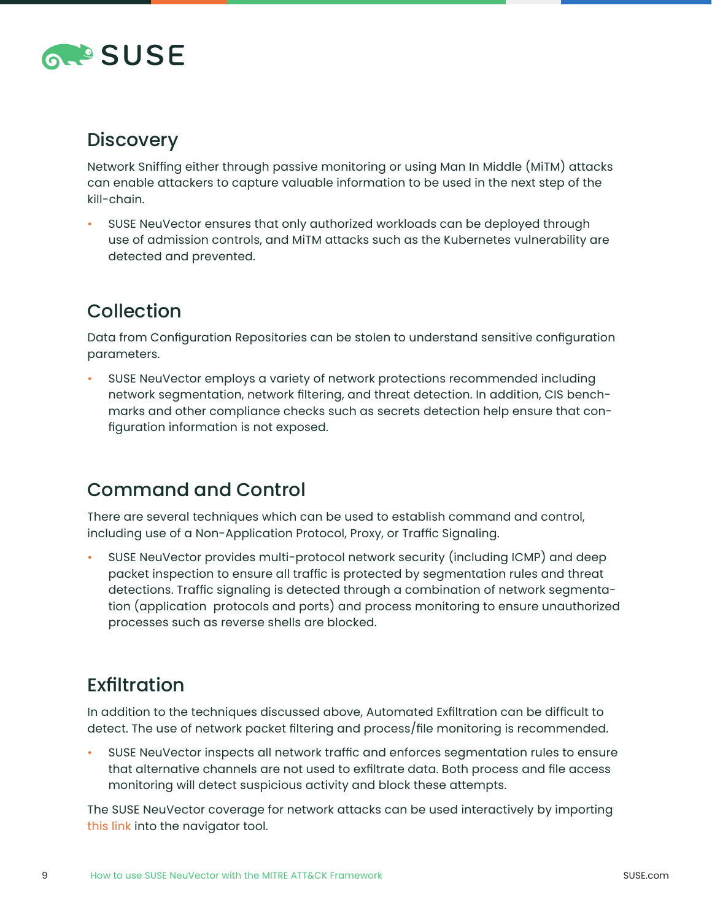## Discovery

Network Sniffing either through passive monitoring or using Man In Middle (MiTM) attacks can enable attackers to capture valuable information to be used in the next step of the kill-chain.

- SUSE NeuVector ensures that only authorized workloads can be deployed through use of admission controls, and MiTM attacks such as the Kubernetes vulnerability are detected and prevented.

## Collection

Data from Configuration Repositories can be stolen to understand sensitive configuration parameters.

- SUSE NeuVector employs a variety of network protections recommended including network segmentation, network filtering, and threat detection. In addition, CIS benchmarks and other compliance checks such as secrets detection help ensure that configuration information is not exposed.

## Command and Control

There are several techniques which can be used to establish command and control, including use of a Non-Application Protocol, Proxy, or Traffic Signaling.

- SUSE NeuVector provides multi-protocol network security (including ICMP) and deep packet inspection to ensure all traffic is protected by segmentation rules and threat detections. Traffic signaling is detected through a combination of network segmentation (application protocols and ports) and process monitoring to ensure unauthorized processes such as reverse shells are blocked.

## Exfiltration

In addition to the techniques discussed above, Automated Exfiltration can be difficult to detect. The use of network packet filtering and process/file monitoring is recommended.

- SUSE NeuVector inspects all network traffic and enforces segmentation rules to ensure that alternative channels are not used to exfiltrate data. Both process and file access monitoring will detect suspicious activity and block these attempts.

The SUSE NeuVector coverage for network attacks can be used interactively by importing this link into the navigator tool.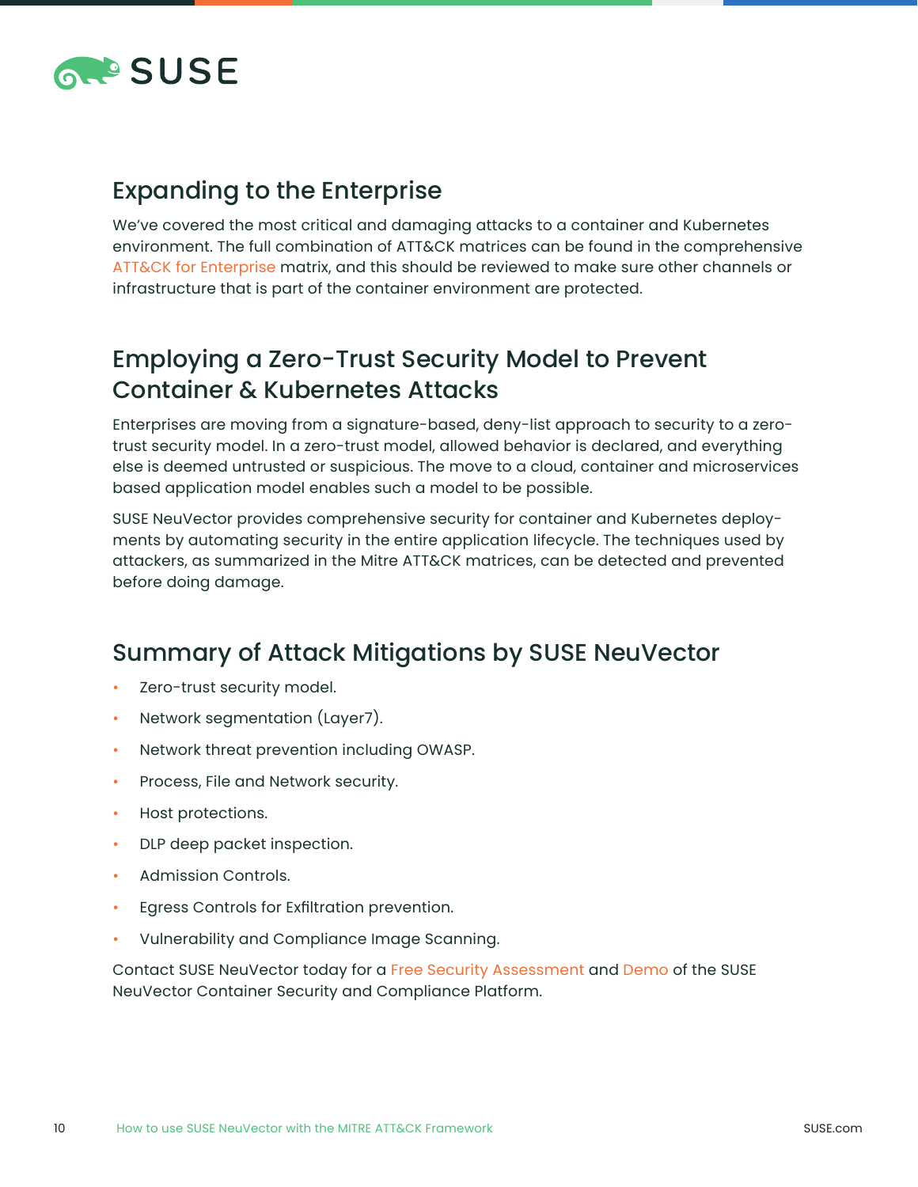## Expanding to the Enterprise

We've covered the most critical and damaging attacks to a container and Kubernetes environment. The full combination of ATT&CK matrices can be found in the comprehensive ATT&CK for Enterprise matrix, and this should be reviewed to make sure other channels or infrastructure that is part of the container environment are protected.

## Employing a Zero-Trust Security Model to Prevent Container & Kubernetes Attacks

Enterprises are moving from a signature-based, deny-list approach to security to a zero-trust security model. In a zero-trust model, allowed behavior is declared, and everything else is deemed untrusted or suspicious. The move to a cloud, container and microservices based application model enables such a model to be possible.

SUSE NeuVector provides comprehensive security for container and Kubernetes deployments by automating security in the entire application lifecycle. The techniques used by attackers, as summarized in the Mitre ATT&CK matrices, can be detected and prevented before doing damage.

## Summary of Attack Mitigations by SUSE NeuVector

- Zero-trust security model.
- Network segmentation (Layer7).
- Network threat prevention including OWASP.
- Process, File and Network security.
- Host protections.
- DLP deep packet inspection.
- Admission Controls.
- Egress Controls for Exfiltration prevention.
- Vulnerability and Compliance Image Scanning.

Contact SUSE NeuVector today for a Free Security Assessment and Demo of the SUSE NeuVector Container Security and Compliance Platform.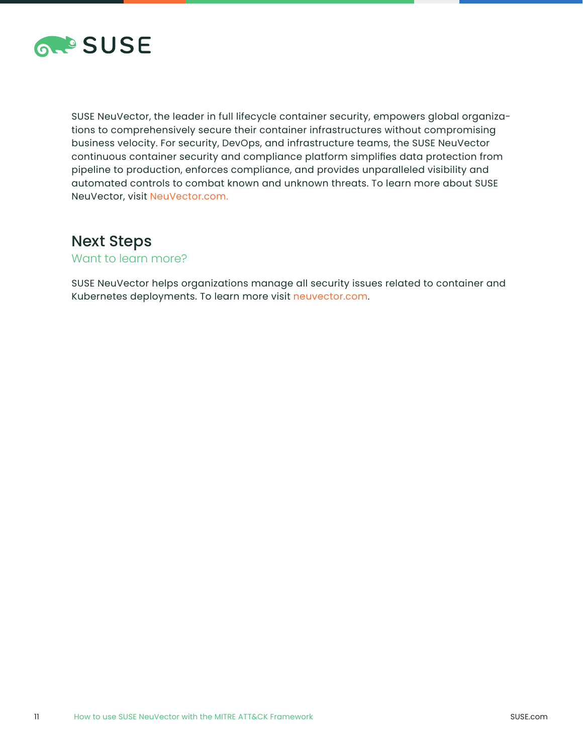SUSE NeuVector, the leader in full lifecycle container security, empowers global organizations to comprehensively secure their container infrastructures without compromising business velocity. For security, DevOps, and infrastructure teams, the SUSE NeuVector continuous container security and compliance platform simplifies data protection from pipeline to production, enforces compliance, and provides unparalleled visibility and automated controls to combat known and unknown threats. To learn more about SUSE NeuVector, visit NeuVector.com.

## Next Steps

### Want to learn more?

SUSE NeuVector helps organizations manage all security issues related to container and Kubernetes deployments. To learn more visit neuvector.com.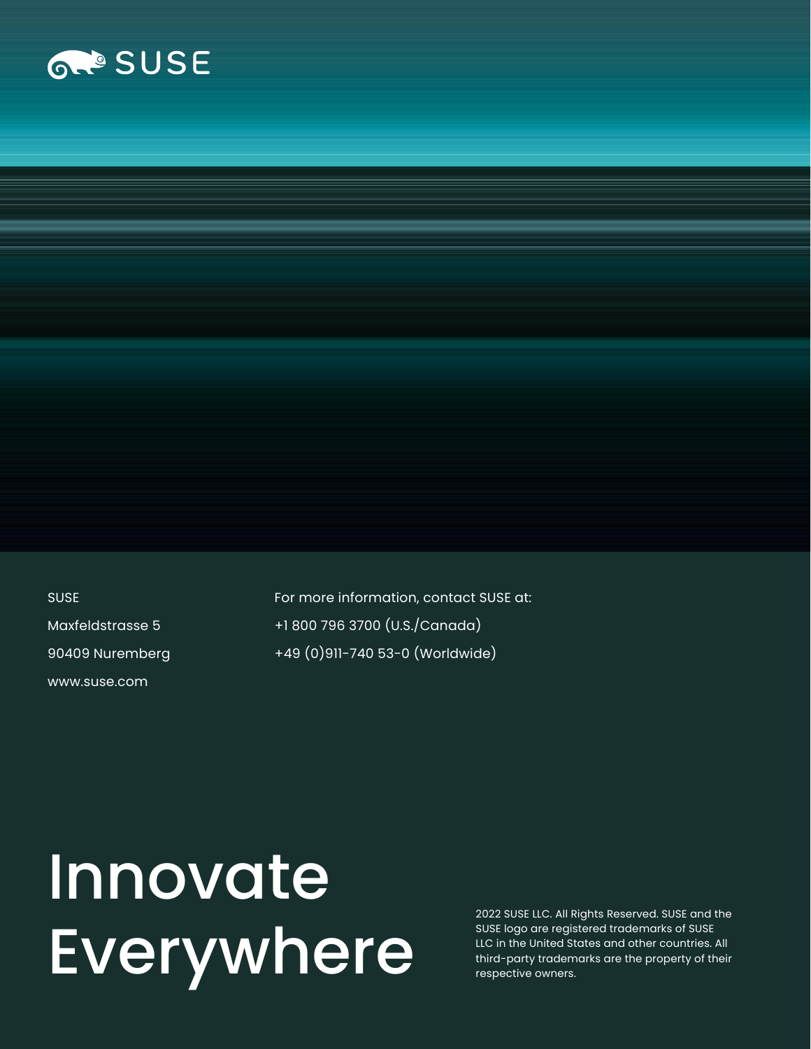SUSE

Maxfeldstrasse 5

90409 Nuremberg

www.suse.com

For more information, contact SUSE at:

+1 800 796 3700 (U.S./Canada)

+49 (0)911-740 53-0 (Worldwide)

# Innovate Everywhere

2022 SUSE LLC. All Rights Reserved. SUSE and the SUSE logo are registered trademarks of SUSE LLC in the United States and other countries. All third-party trademarks are the property of their respective owners.